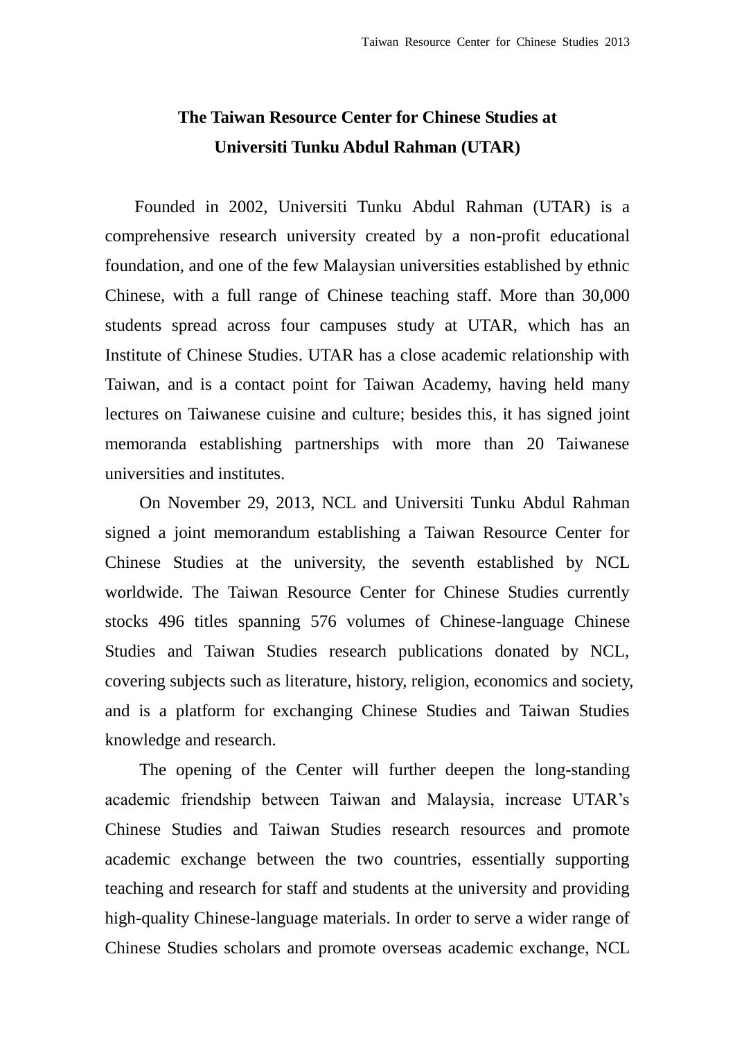# The Taiwan Resource Center for Chinese Studies at Universiti Tunku Abdul Rahman (UTAR)

Founded in 2002, Universiti Tunku Abdul Rahman (UTAR) is a comprehensive research university created by a non-profit educational foundation, and one of the few Malaysian universities established by ethnic Chinese, with a full range of Chinese teaching staff. More than 30,000 students spread across four campuses study at UTAR, which has an Institute of Chinese Studies. UTAR has a close academic relationship with Taiwan, and is a contact point for Taiwan Academy, having held many lectures on Taiwanese cuisine and culture; besides this, it has signed joint memoranda establishing partnerships with more than 20 Taiwanese universities and institutes.

On November 29, 2013, NCL and Universiti Tunku Abdul Rahman signed a joint memorandum establishing a Taiwan Resource Center for Chinese Studies at the university, the seventh established by NCL worldwide. The Taiwan Resource Center for Chinese Studies currently stocks 496 titles spanning 576 volumes of Chinese-language Chinese Studies and Taiwan Studies research publications donated by NCL, covering subjects such as literature, history, religion, economics and society, and is a platform for exchanging Chinese Studies and Taiwan Studies knowledge and research.

The opening of the Center will further deepen the long-standing academic friendship between Taiwan and Malaysia, increase UTAR's Chinese Studies and Taiwan Studies research resources and promote academic exchange between the two countries, essentially supporting teaching and research for staff and students at the university and providing high-quality Chinese-language materials. In order to serve a wider range of Chinese Studies scholars and promote overseas academic exchange, NCL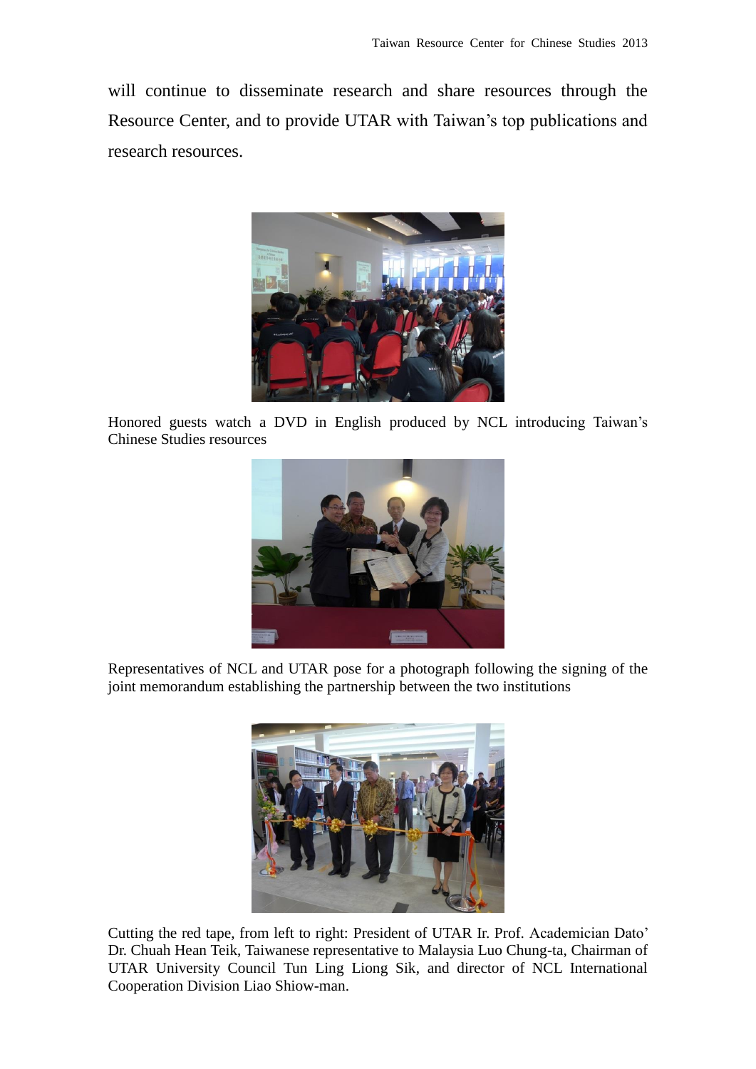will continue to disseminate research and share resources through the Resource Center, and to provide UTAR with Taiwan's top publications and research resources.

Honored guests watch a DVD in English produced by NCL introducing Taiwan's Chinese Studies resources

Representatives of NCL and UTAR pose for a photograph following the signing of the joint memorandum establishing the partnership between the two institutions

Cutting the red tape, from left to right: President of UTAR Ir. Prof. Academician Dato' Dr. Chuah Hean Teik, Taiwanese representative to Malaysia Luo Chung-ta, Chairman of UTAR University Council Tun Ling Liong Sik, and director of NCL International Cooperation Division Liao Shiow-man.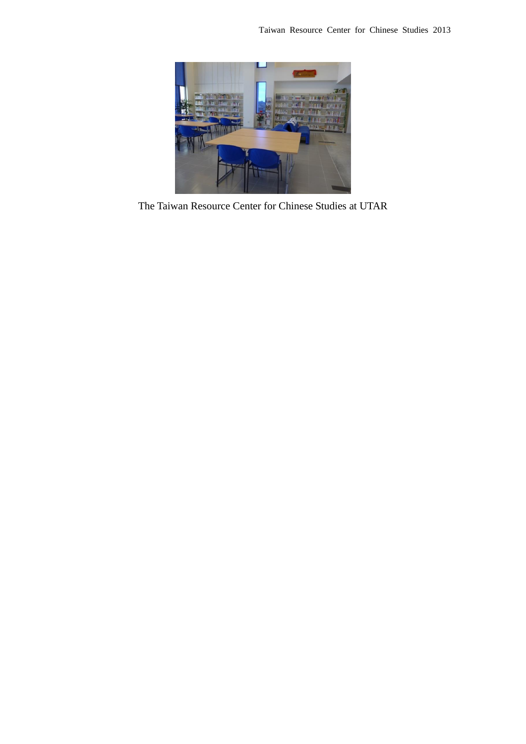The Taiwan Resource Center for Chinese Studies at UTAR